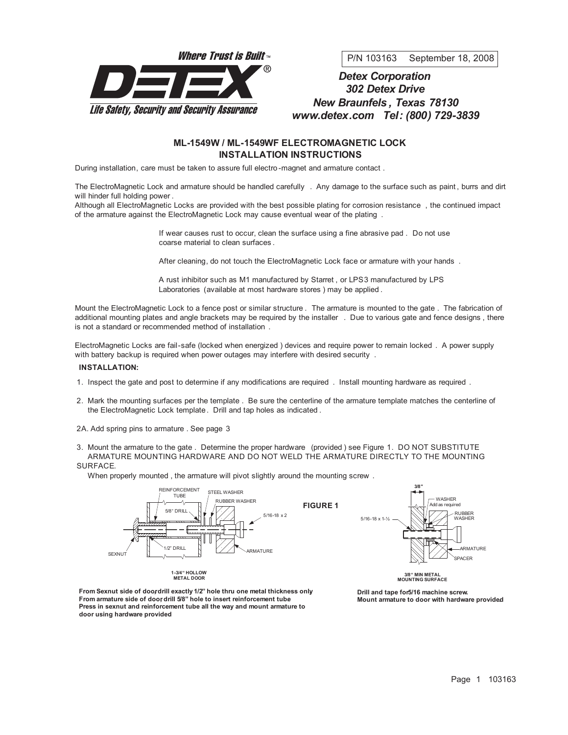Where Trust is Built™

**DETEX**®

Life Safety, Security and Security Assurance

P/N 103163 September 18, 2008

***Detex Corporation***
***302 Detex Drive***
***New Braunfels, Texas 78130***
***www.detex.com Tel: (800) 729-3839***

## ML-1549W / ML-1549WF ELECTROMAGNETIC LOCK INSTALLATION INSTRUCTIONS

During installation, care must be taken to assure full electro-magnet and armature contact.

The ElectroMagnetic Lock and armature should be handled carefully. Any damage to the surface such as paint, burrs and dirt will hinder full holding power.
Although all ElectroMagnetic Locks are provided with the best possible plating for corrosion resistance, the continued impact of the armature against the ElectroMagnetic Lock may cause eventual wear of the plating.

> If wear causes rust to occur, clean the surface using a fine abrasive pad. Do not use coarse material to clean surfaces.
>
> After cleaning, do not touch the ElectroMagnetic Lock face or armature with your hands.
>
> A rust inhibitor such as M1 manufactured by Starret, or LPS3 manufactured by LPS Laboratories (available at most hardware stores) may be applied.

Mount the ElectroMagnetic Lock to a fence post or similar structure. The armature is mounted to the gate. The fabrication of additional mounting plates and angle brackets may be required by the installer. Due to various gate and fence designs, there is not a standard or recommended method of installation.

ElectroMagnetic Locks are fail-safe (locked when energized) devices and require power to remain locked. A power supply with battery backup is required when power outages may interfere with desired security.

**INSTALLATION:**

1. Inspect the gate and post to determine if any modifications are required. Install mounting hardware as required.

2. Mark the mounting surfaces per the template. Be sure the centerline of the armature template matches the centerline of the ElectroMagnetic Lock template. Drill and tap holes as indicated.

2A. Add spring pins to armature. See page 3

3. Mount the armature to the gate. Determine the proper hardware (provided) see Figure 1. DO NOT SUBSTITUTE ARMATURE MOUNTING HARDWARE AND DO NOT WELD THE ARMATURE DIRECTLY TO THE MOUNTING SURFACE.
   When properly mounted, the armature will pivot slightly around the mounting screw.

**FIGURE 1**

REINFORCEMENT TUBE, STEEL WASHER, RUBBER WASHER, 5/8" DRILL, 5/16-18 x 2, SEXNUT, 1/2" DRILL, ARMATURE

**1-3/4" HOLLOW METAL DOOR**

**From Sexnut side of door, drill exactly 1/2" hole thru one metal thickness only**
**From armature side of door, drill 5/8" hole to insert reinforcement tube**
**Press in sexnut and reinforcement tube all the way and mount armature to door using hardware provided**

3/8", WASHER Add as required, RUBBER WASHER, 5/16-18 x 1-½, ARMATURE, SPACER

**3/8" MIN METAL MOUNTING SURFACE**

**Drill and tape for 5/16 machine screw.**
**Mount armature to door with hardware provided**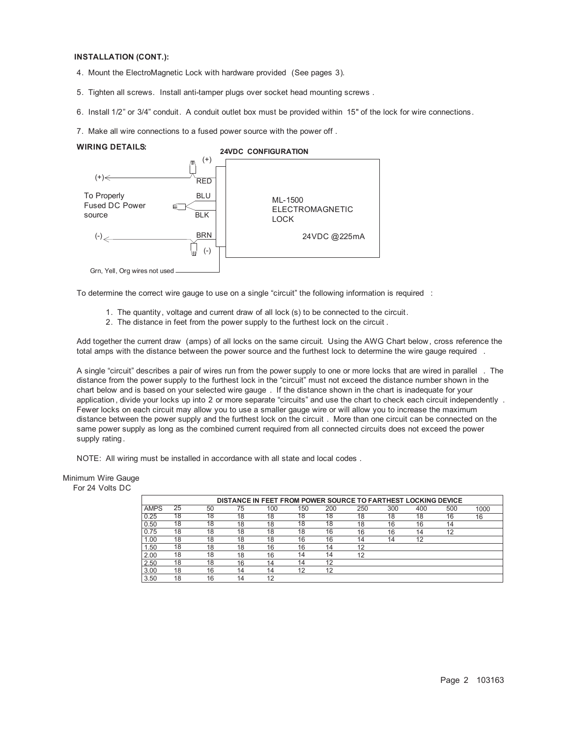**INSTALLATION (CONT.):**

4. Mount the ElectroMagnetic Lock with hardware provided (See pages 3).
5. Tighten all screws. Install anti-tamper plugs over socket head mounting screws.
6. Install 1/2" or 3/4" conduit. A conduit outlet box must be provided within 15" of the lock for wire connections.
7. Make all wire connections to a fused power source with the power off.

**WIRING DETAILS:**

**24VDC CONFIGURATION**

(+) RED
BLU
BLK
BRN (-)

To Properly Fused DC Power source

ML-1500 ELECTROMAGNETIC LOCK

24VDC @225mA

Grn, Yell, Org wires not used

To determine the correct wire gauge to use on a single "circuit" the following information is required:

1. The quantity, voltage and current draw of all lock(s) to be connected to the circuit.
2. The distance in feet from the power supply to the furthest lock on the circuit.

Add together the current draw (amps) of all locks on the same circuit. Using the AWG Chart below, cross reference the total amps with the distance between the power source and the furthest lock to determine the wire gauge required.

A single "circuit" describes a pair of wires run from the power supply to one or more locks that are wired in parallel. The distance from the power supply to the furthest lock in the "circuit" must not exceed the distance number shown in the chart below and is based on your selected wire gauge. If the distance shown in the chart is inadequate for your application, divide your locks up into 2 or more separate "circuits" and use the chart to check each circuit independently. Fewer locks on each circuit may allow you to use a smaller gauge wire or will allow you to increase the maximum distance between the power supply and the furthest lock on the circuit. More than one circuit can be connected on the same power supply as long as the combined current required from all connected circuits does not exceed the power supply rating.

NOTE: All wiring must be installed in accordance with all state and local codes.

Minimum Wire Gauge For 24 Volts DC

| | DISTANCE IN FEET FROM POWER SOURCE TO FARTHEST LOCKING DEVICE | | | | | | | | | | |
|---|---|---|---|---|---|---|---|---|---|---|---|
| AMPS | 25 | 50 | 75 | 100 | 150 | 200 | 250 | 300 | 400 | 500 | 1000 |
| 0.25 | 18 | 18 | 18 | 18 | 18 | 18 | 18 | 18 | 18 | 16 | 16 |
| 0.50 | 18 | 18 | 18 | 18 | 18 | 18 | 18 | 16 | 16 | 14 | |
| 0.75 | 18 | 18 | 18 | 18 | 18 | 16 | 16 | 16 | 14 | 12 | |
| 1.00 | 18 | 18 | 18 | 18 | 16 | 16 | 14 | 14 | 12 | | |
| 1.50 | 18 | 18 | 18 | 16 | 16 | 14 | 12 | | | | |
| 2.00 | 18 | 18 | 18 | 16 | 14 | 14 | 12 | | | | |
| 2.50 | 18 | 18 | 16 | 14 | 14 | 12 | | | | | |
| 3.00 | 18 | 16 | 14 | 14 | 12 | 12 | | | | | |
| 3.50 | 18 | 16 | 14 | 12 | | | | | | | |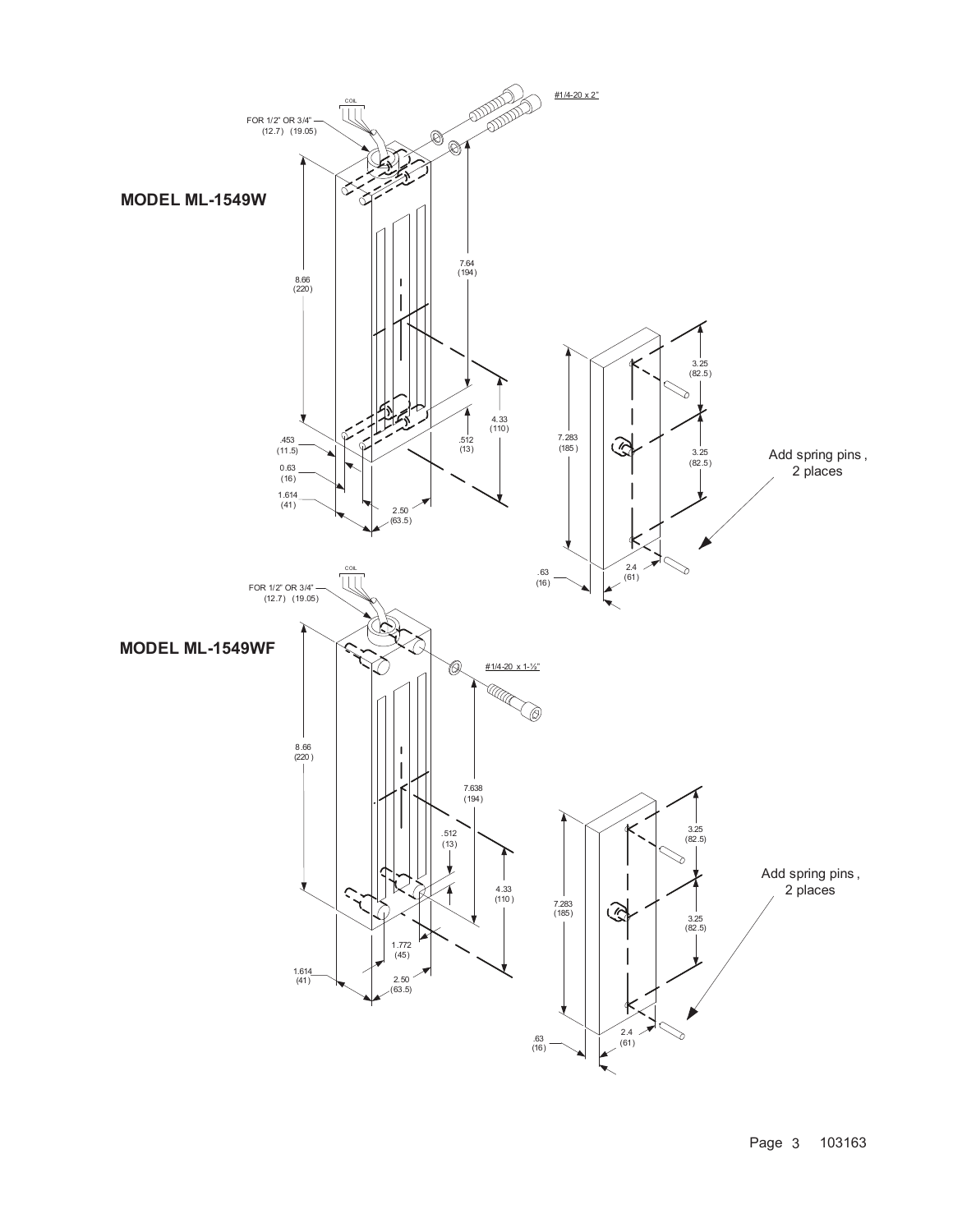## MODEL ML-1549W

COIL

FOR 1/2" OR 3/4"
(12.7) (19.05)

#1/4-20 x 2"

7.64
(194)

8.66
(220)

4.33
(110)

.512
(13)

.453
(11.5)

0.63
(16)

1.614
(41)

2.50
(63.5)

7.283
(185)

3.25
(82.5)

3.25
(82.5)

Add spring pins , 2 places

.63
(16)

2.4
(61)

## MODEL ML-1549WF

COIL

FOR 1/2" OR 3/4"
(12.7) (19.05)

#1/4-20 x 1-½"

8.66
(220)

7.638
(194)

.512
(13)

4.33
(110)

1.772
(45)

1.614
(41)

2.50
(63.5)

7.283
(185)

3.25
(82.5)

3.25
(82.5)

Add spring pins , 2 places

.63
(16)

2.4
(61)

103163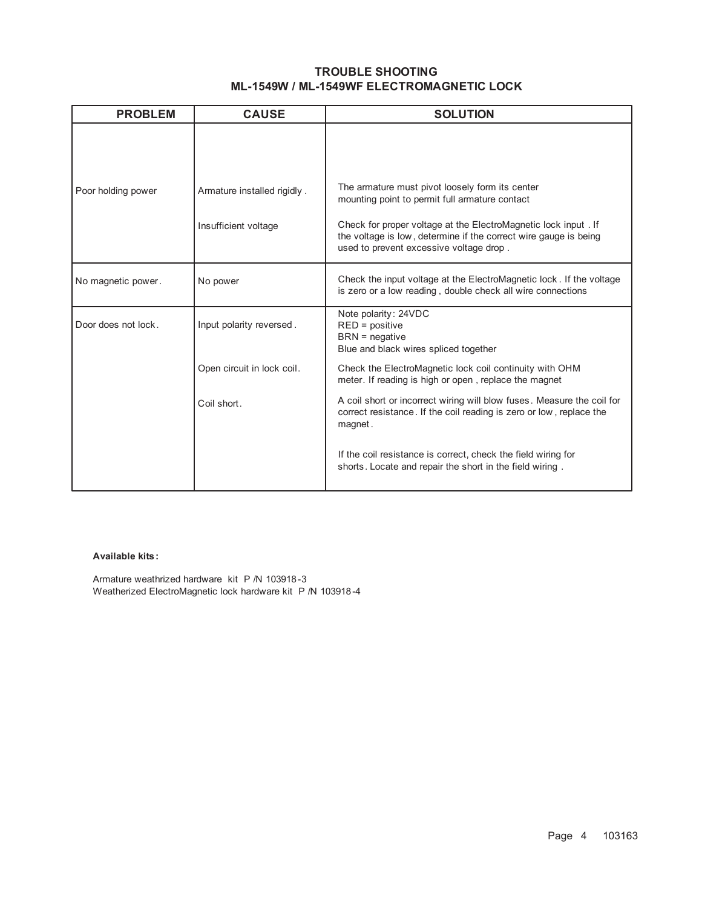## TROUBLE SHOOTING
## ML-1549W / ML-1549WF ELECTROMAGNETIC LOCK

| PROBLEM | CAUSE | SOLUTION |
|---|---|---|
| Poor holding power | Armature installed rigidly . | The armature must pivot loosely form its center mounting point to permit full armature contact |
| | Insufficient voltage | Check for proper voltage at the ElectroMagnetic lock input . If the voltage is low, determine if the correct wire gauge is being used to prevent excessive voltage drop . |
| No magnetic power. | No power | Check the input voltage at the ElectroMagnetic lock . If the voltage is zero or a low reading , double check all wire connections |
| Door does not lock. | Input polarity reversed . | Note polarity: 24VDC<br>RED = positive<br>BRN = negative<br>Blue and black wires spliced together |
| | Open circuit in lock coil. | Check the ElectroMagnetic lock coil continuity with OHM meter. If reading is high or open , replace the magnet |
| | Coil short. | A coil short or incorrect wiring will blow fuses. Measure the coil for correct resistance. If the coil reading is zero or low , replace the magnet.<br><br>If the coil resistance is correct, check the field wiring for shorts. Locate and repair the short in the field wiring . |

**Available kits:**

Armature weathrized hardware kit P /N 103918-3
Weatherized ElectroMagnetic lock hardware kit P /N 103918-4